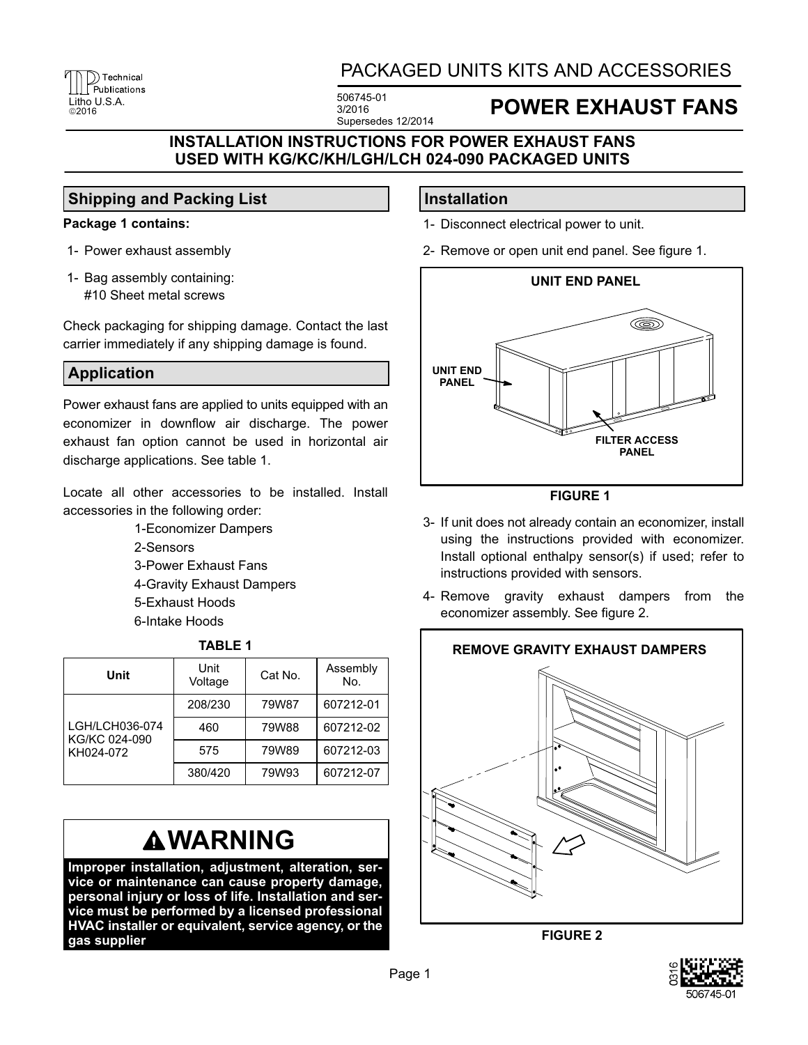# PACKAGED UNITS KITS AND ACCESSORIES

506745-01
3/2016
Supersedes 12/2014

# POWER EXHAUST FANS

## INSTALLATION INSTRUCTIONS FOR POWER EXHAUST FANS USED WITH KG/KC/KH/LGH/LCH 024-090 PACKAGED UNITS

## Shipping and Packing List

**Package 1 contains:**

1- Power exhaust assembly

1- Bag assembly containing:
#10 Sheet metal screws

Check packaging for shipping damage. Contact the last carrier immediately if any shipping damage is found.

## Application

Power exhaust fans are applied to units equipped with an economizer in downflow air discharge. The power exhaust fan option cannot be used in horizontal air discharge applications. See table 1.

Locate all other accessories to be installed. Install accessories in the following order:

1-Economizer Dampers
2-Sensors
3-Power Exhaust Fans
4-Gravity Exhaust Dampers
5-Exhaust Hoods
6-Intake Hoods

**TABLE 1**

| Unit | Unit Voltage | Cat No. | Assembly No. |
|---|---|---|---|
| LGH/LCH036-074 KG/KC 024-090 KH024-072 | 208/230 | 79W87 | 607212-01 |
| | 460 | 79W88 | 607212-02 |
| | 575 | 79W89 | 607212-03 |
| | 380/420 | 79W93 | 607212-07 |

## ⚠WARNING

**Improper installation, adjustment, alteration, service or maintenance can cause property damage, personal injury or loss of life. Installation and service must be performed by a licensed professional HVAC installer or equivalent, service agency, or the gas supplier**

## Installation

1- Disconnect electrical power to unit.

2- Remove or open unit end panel. See figure 1.

UNIT END PANEL

UNIT END PANEL

FILTER ACCESS PANEL

**FIGURE 1**

3- If unit does not already contain an economizer, install using the instructions provided with economizer. Install optional enthalpy sensor(s) if used; refer to instructions provided with sensors.

4- Remove gravity exhaust dampers from the economizer assembly. See figure 2.

REMOVE GRAVITY EXHAUST DAMPERS

**FIGURE 2**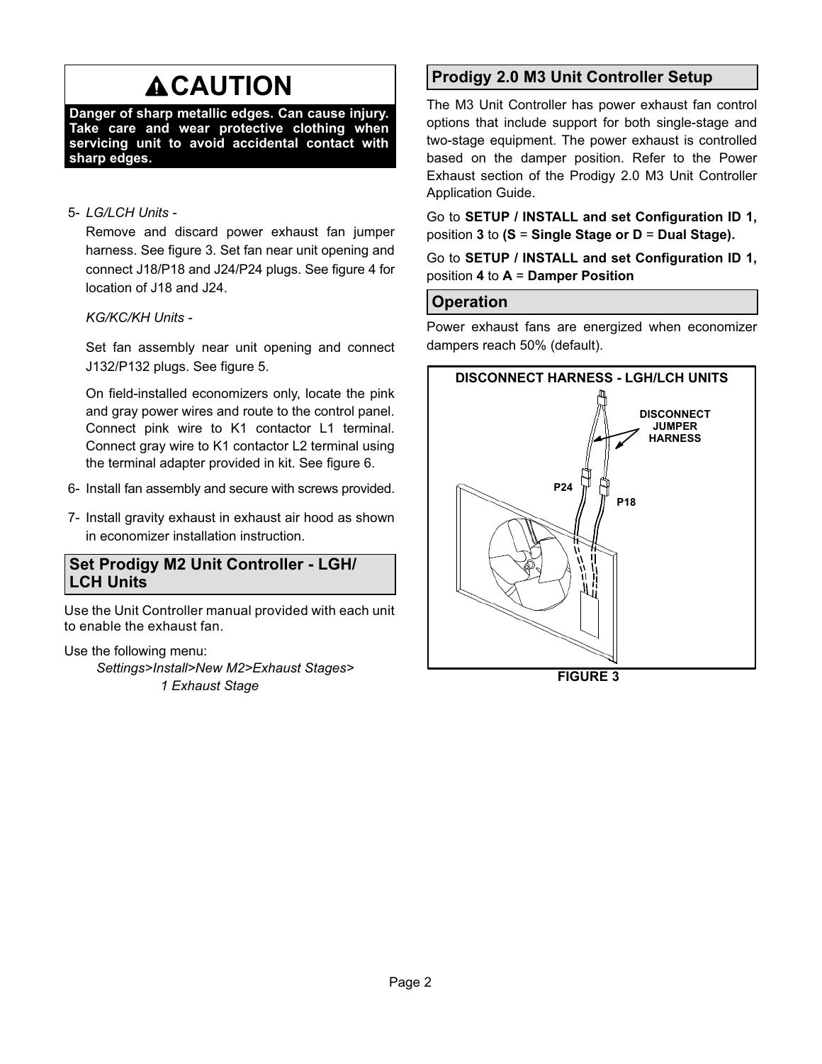## ⚠CAUTION

**Danger of sharp metallic edges. Can cause injury. Take care and wear protective clothing when servicing unit to avoid accidental contact with sharp edges.**

5- *LG/LCH Units -*

Remove and discard power exhaust fan jumper harness. See figure 3. Set fan near unit opening and connect J18/P18 and J24/P24 plugs. See figure 4 for location of J18 and J24.

*KG/KC/KH Units -*

Set fan assembly near unit opening and connect J132/P132 plugs. See figure 5.

On field-installed economizers only, locate the pink and gray power wires and route to the control panel. Connect pink wire to K1 contactor L1 terminal. Connect gray wire to K1 contactor L2 terminal using the terminal adapter provided in kit. See figure 6.

6- Install fan assembly and secure with screws provided.

7- Install gravity exhaust in exhaust air hood as shown in economizer installation instruction.

## Set Prodigy M2 Unit Controller - LGH/ LCH Units

Use the Unit Controller manual provided with each unit to enable the exhaust fan.

Use the following menu:

*Settings>Install>New M2>Exhaust Stages> 1 Exhaust Stage*

## Prodigy 2.0 M3 Unit Controller Setup

The M3 Unit Controller has power exhaust fan control options that include support for both single-stage and two-stage equipment. The power exhaust is controlled based on the damper position. Refer to the Power Exhaust section of the Prodigy 2.0 M3 Unit Controller Application Guide.

Go to **SETUP / INSTALL and set Configuration ID 1,** position **3** to **(S** = **Single Stage or D** = **Dual Stage).**

Go to **SETUP / INSTALL and set Configuration ID 1,** position **4** to **A** = **Damper Position**

## Operation

Power exhaust fans are energized when economizer dampers reach 50% (default).

**DISCONNECT HARNESS - LGH/LCH UNITS**

DISCONNECT JUMPER HARNESS

P24

P18

FIGURE 3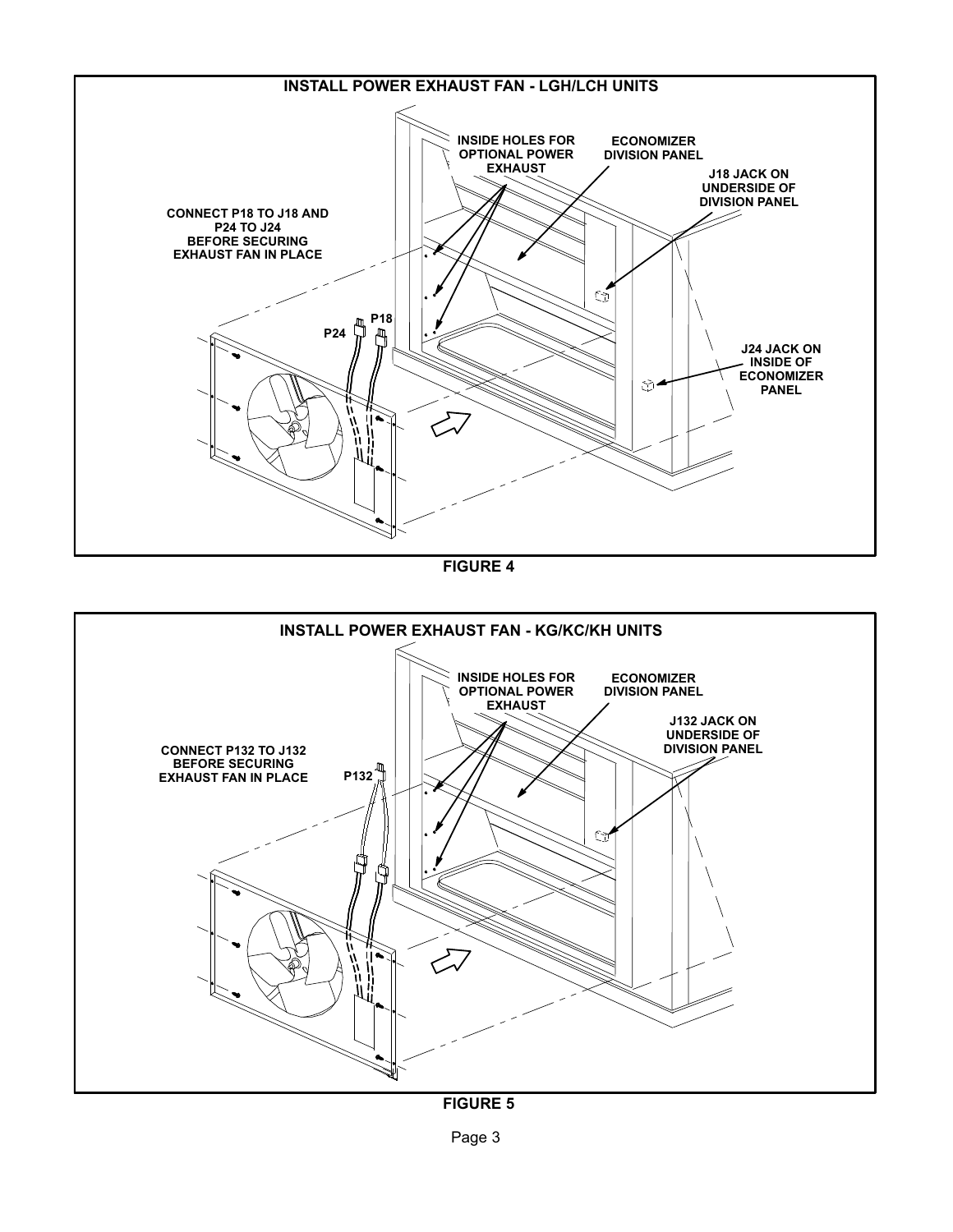**INSTALL POWER EXHAUST FAN - LGH/LCH UNITS**

INSIDE HOLES FOR OPTIONAL POWER EXHAUST

ECONOMIZER DIVISION PANEL

J18 JACK ON UNDERSIDE OF DIVISION PANEL

CONNECT P18 TO J18 AND P24 TO J24 BEFORE SECURING EXHAUST FAN IN PLACE

P24

P18

J24 JACK ON INSIDE OF ECONOMIZER PANEL

FIGURE 4

**INSTALL POWER EXHAUST FAN - KG/KC/KH UNITS**

INSIDE HOLES FOR OPTIONAL POWER EXHAUST

ECONOMIZER DIVISION PANEL

J132 JACK ON UNDERSIDE OF DIVISION PANEL

CONNECT P132 TO J132 BEFORE SECURING EXHAUST FAN IN PLACE

P132

FIGURE 5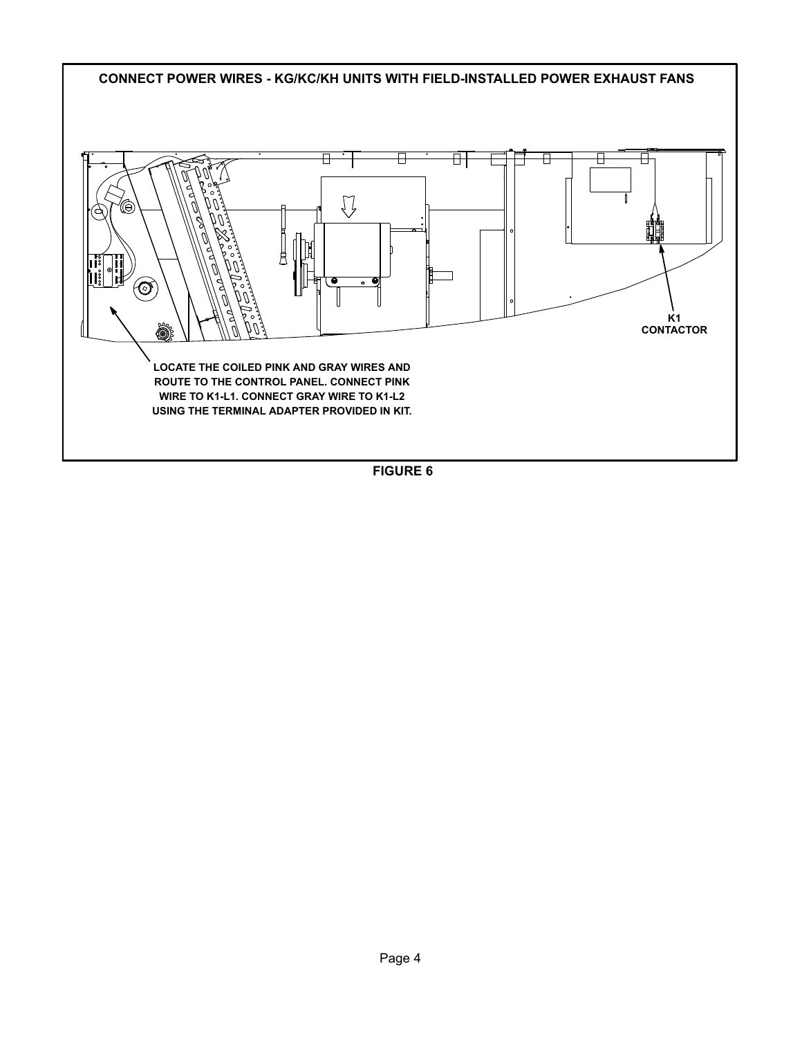**CONNECT POWER WIRES - KG/KC/KH UNITS WITH FIELD-INSTALLED POWER EXHAUST FANS**

K1
CONTACTOR

LOCATE THE COILED PINK AND GRAY WIRES AND ROUTE TO THE CONTROL PANEL. CONNECT PINK WIRE TO K1-L1. CONNECT GRAY WIRE TO K1-L2 USING THE TERMINAL ADAPTER PROVIDED IN KIT.

**FIGURE 6**